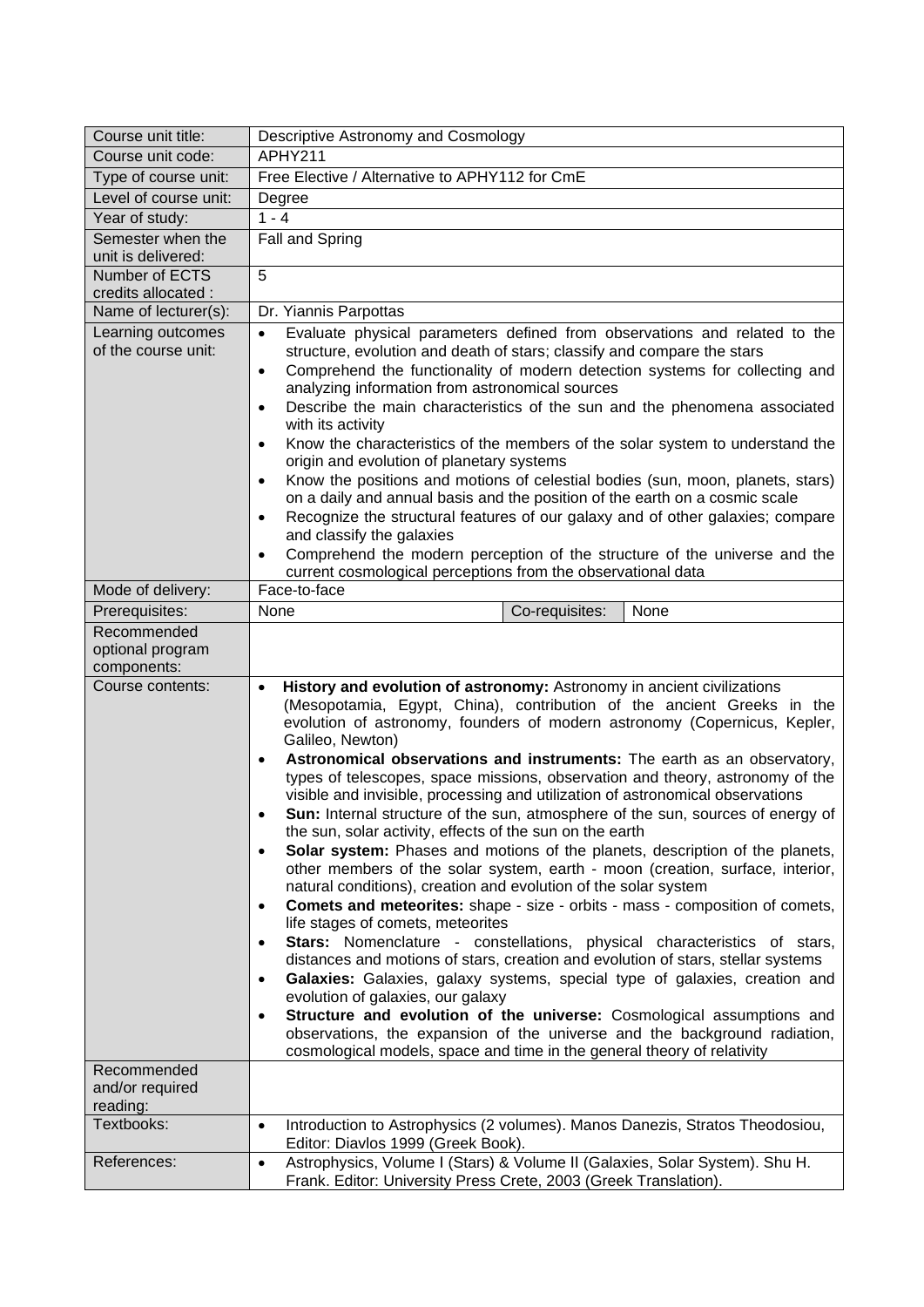| Course unit title: | Descriptive Astronomy and Cosmology | | |
|---|---|---|---|
| Course unit code: | APHY211 | | |
| Type of course unit: | Free Elective / Alternative to APHY112 for CmE | | |
| Level of course unit: | Degree | | |
| Year of study: | 1 - 4 | | |
| Semester when the unit is delivered: | Fall and Spring | | |
| Number of ECTS credits allocated : | 5 | | |
| Name of lecturer(s): | Dr. Yiannis Parpottas | | |
| Learning outcomes of the course unit: | • Evaluate physical parameters defined from observations and related to the structure, evolution and death of stars; classify and compare the stars<br>• Comprehend the functionality of modern detection systems for collecting and analyzing information from astronomical sources<br>• Describe the main characteristics of the sun and the phenomena associated with its activity<br>• Know the characteristics of the members of the solar system to understand the origin and evolution of planetary systems<br>• Know the positions and motions of celestial bodies (sun, moon, planets, stars) on a daily and annual basis and the position of the earth on a cosmic scale<br>• Recognize the structural features of our galaxy and of other galaxies; compare and classify the galaxies<br>• Comprehend the modern perception of the structure of the universe and the current cosmological perceptions from the observational data | | |
| Mode of delivery: | Face-to-face | | |
| Prerequisites: | None | Co-requisites: | None |
| Recommended optional program components: | | | |
| Course contents: | • **History and evolution of astronomy:** Astronomy in ancient civilizations (Mesopotamia, Egypt, China), contribution of the ancient Greeks in the evolution of astronomy, founders of modern astronomy (Copernicus, Kepler, Galileo, Newton)<br>• **Astronomical observations and instruments:** The earth as an observatory, types of telescopes, space missions, observation and theory, astronomy of the visible and invisible, processing and utilization of astronomical observations<br>• **Sun:** Internal structure of the sun, atmosphere of the sun, sources of energy of the sun, solar activity, effects of the sun on the earth<br>• **Solar system:** Phases and motions of the planets, description of the planets, other members of the solar system, earth - moon (creation, surface, interior, natural conditions), creation and evolution of the solar system<br>• **Comets and meteorites:** shape - size - orbits - mass - composition of comets, life stages of comets, meteorites<br>• **Stars:** Nomenclature - constellations, physical characteristics of stars, distances and motions of stars, creation and evolution of stars, stellar systems<br>• **Galaxies:** Galaxies, galaxy systems, special type of galaxies, creation and evolution of galaxies, our galaxy<br>• **Structure and evolution of the universe:** Cosmological assumptions and observations, the expansion of the universe and the background radiation, cosmological models, space and time in the general theory of relativity | | |
| Recommended and/or required reading: | | | |
| Textbooks: | • Introduction to Astrophysics (2 volumes). Manos Danezis, Stratos Theodosiou, Editor: Diavlos 1999 (Greek Book). | | |
| References: | • Astrophysics, Volume I (Stars) & Volume II (Galaxies, Solar System). Shu H. Frank. Editor: University Press Crete, 2003 (Greek Translation). | | |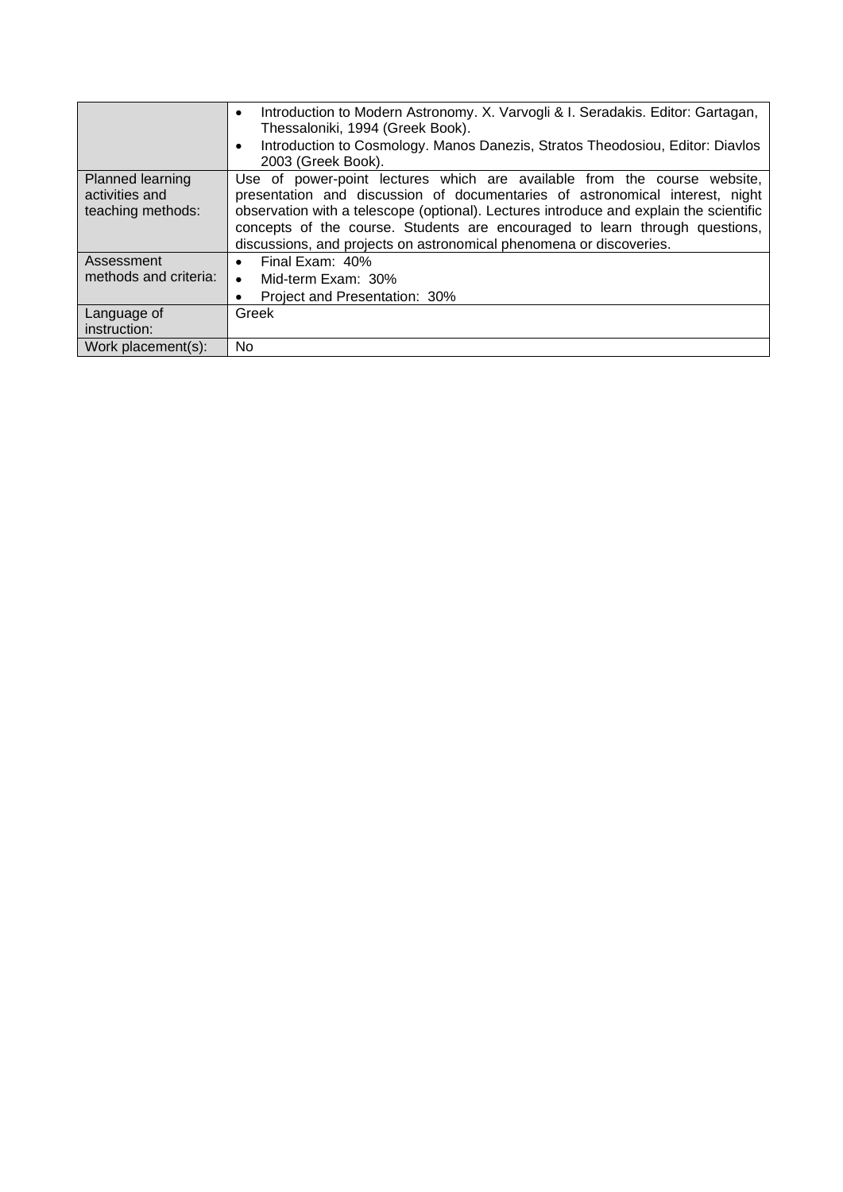| | |
|---|---|
| | • Introduction to Modern Astronomy. X. Varvogli & I. Seradakis. Editor: Gartagan, Thessaloniki, 1994 (Greek Book).<br>• Introduction to Cosmology. Manos Danezis, Stratos Theodosiou, Editor: Diavlos 2003 (Greek Book). |
| Planned learning activities and teaching methods: | Use of power-point lectures which are available from the course website, presentation and discussion of documentaries of astronomical interest, night observation with a telescope (optional). Lectures introduce and explain the scientific concepts of the course. Students are encouraged to learn through questions, discussions, and projects on astronomical phenomena or discoveries. |
| Assessment methods and criteria: | • Final Exam: 40%<br>• Mid-term Exam: 30%<br>• Project and Presentation: 30% |
| Language of instruction: | Greek |
| Work placement(s): | No |